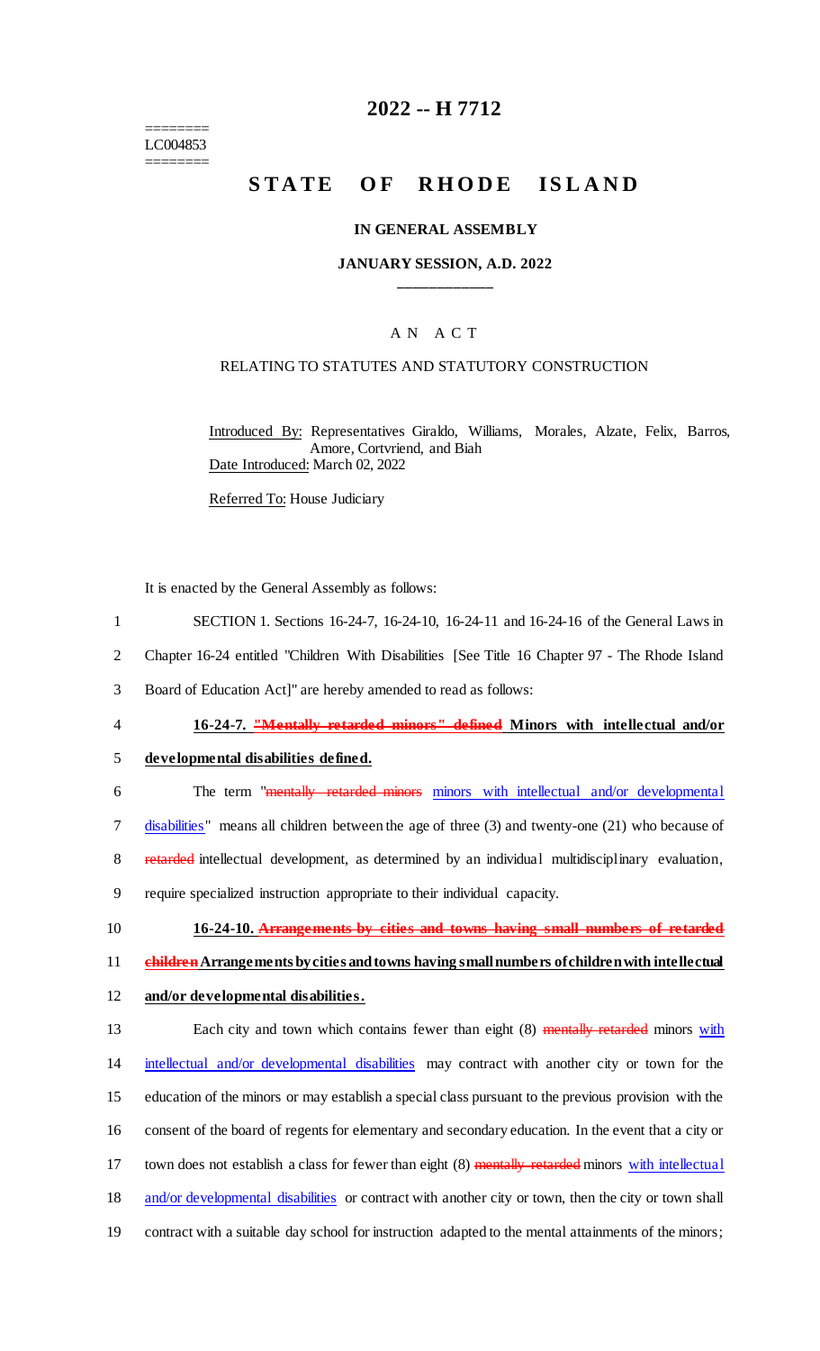========
LC004853
========

# 2022 -- H 7712

# STATE OF RHODE ISLAND

## IN GENERAL ASSEMBLY

### JANUARY SESSION, A.D. 2022

### A N A C T

### RELATING TO STATUTES AND STATUTORY CONSTRUCTION

Introduced By: Representatives Giraldo, Williams, Morales, Alzate, Felix, Barros, Amore, Cortvriend, and Biah

Date Introduced: March 02, 2022

Referred To: House Judiciary

It is enacted by the General Assembly as follows:

1 SECTION 1. Sections 16-24-7, 16-24-10, 16-24-11 and 16-24-16 of the General Laws in
2 Chapter 16-24 entitled "Children With Disabilities [See Title 16 Chapter 97 - The Rhode Island
3 Board of Education Act]" are hereby amended to read as follows:

4 **16-24-7. ~~"Mentally retarded minors" defined~~ Minors with intellectual and/or**
5 **developmental disabilities defined.**

6 The term "~~mentally retarded minors~~ minors with intellectual and/or developmental
7 disabilities" means all children between the age of three (3) and twenty-one (21) who because of
8 ~~retarded~~ intellectual development, as determined by an individual multidisciplinary evaluation,
9 require specialized instruction appropriate to their individual capacity.

10 **16-24-10. ~~Arrangements by cities and towns having small numbers of retarded~~**
11 **~~children~~ Arrangements by cities and towns having small numbers of children with intellectual**
12 **and/or developmental disabilities.**

13 Each city and town which contains fewer than eight (8) ~~mentally retarded~~ minors with
14 intellectual and/or developmental disabilities may contract with another city or town for the
15 education of the minors or may establish a special class pursuant to the previous provision with the
16 consent of the board of regents for elementary and secondary education. In the event that a city or
17 town does not establish a class for fewer than eight (8) ~~mentally retarded~~ minors with intellectual
18 and/or developmental disabilities or contract with another city or town, then the city or town shall
19 contract with a suitable day school for instruction adapted to the mental attainments of the minors;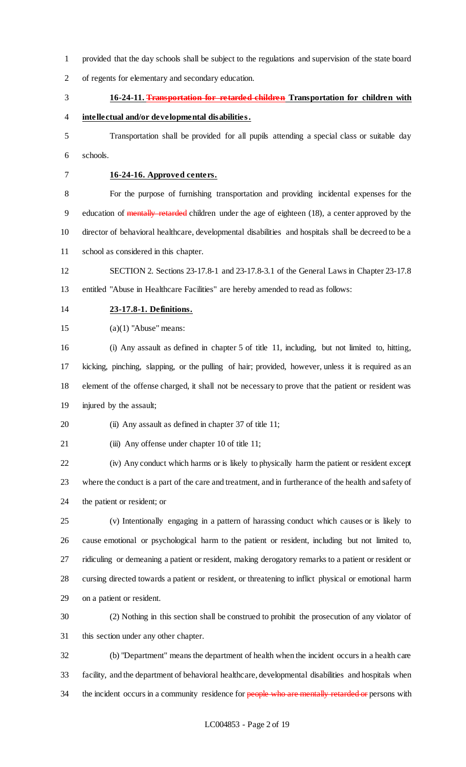provided that the day schools shall be subject to the regulations and supervision of the state board of regents for elementary and secondary education.

**16-24-11. ~~Transportation for retarded children~~ Transportation for children with intellectual and/or developmental disabilities.**

Transportation shall be provided for all pupils attending a special class or suitable day schools.

**16-24-16. Approved centers.**

For the purpose of furnishing transportation and providing incidental expenses for the education of ~~mentally retarded~~ children under the age of eighteen (18), a center approved by the director of behavioral healthcare, developmental disabilities and hospitals shall be decreed to be a school as considered in this chapter.

SECTION 2. Sections 23-17.8-1 and 23-17.8-3.1 of the General Laws in Chapter 23-17.8 entitled "Abuse in Healthcare Facilities" are hereby amended to read as follows:

**23-17.8-1. Definitions.**

(a)(1) "Abuse" means:

(i) Any assault as defined in chapter 5 of title 11, including, but not limited to, hitting, kicking, pinching, slapping, or the pulling of hair; provided, however, unless it is required as an element of the offense charged, it shall not be necessary to prove that the patient or resident was injured by the assault;

(ii) Any assault as defined in chapter 37 of title 11;

(iii) Any offense under chapter 10 of title 11;

(iv) Any conduct which harms or is likely to physically harm the patient or resident except where the conduct is a part of the care and treatment, and in furtherance of the health and safety of the patient or resident; or

(v) Intentionally engaging in a pattern of harassing conduct which causes or is likely to cause emotional or psychological harm to the patient or resident, including but not limited to, ridiculing or demeaning a patient or resident, making derogatory remarks to a patient or resident or cursing directed towards a patient or resident, or threatening to inflict physical or emotional harm on a patient or resident.

(2) Nothing in this section shall be construed to prohibit the prosecution of any violator of this section under any other chapter.

(b) "Department" means the department of health when the incident occurs in a health care facility, and the department of behavioral healthcare, developmental disabilities and hospitals when the incident occurs in a community residence for ~~people who are mentally retarded or~~ persons with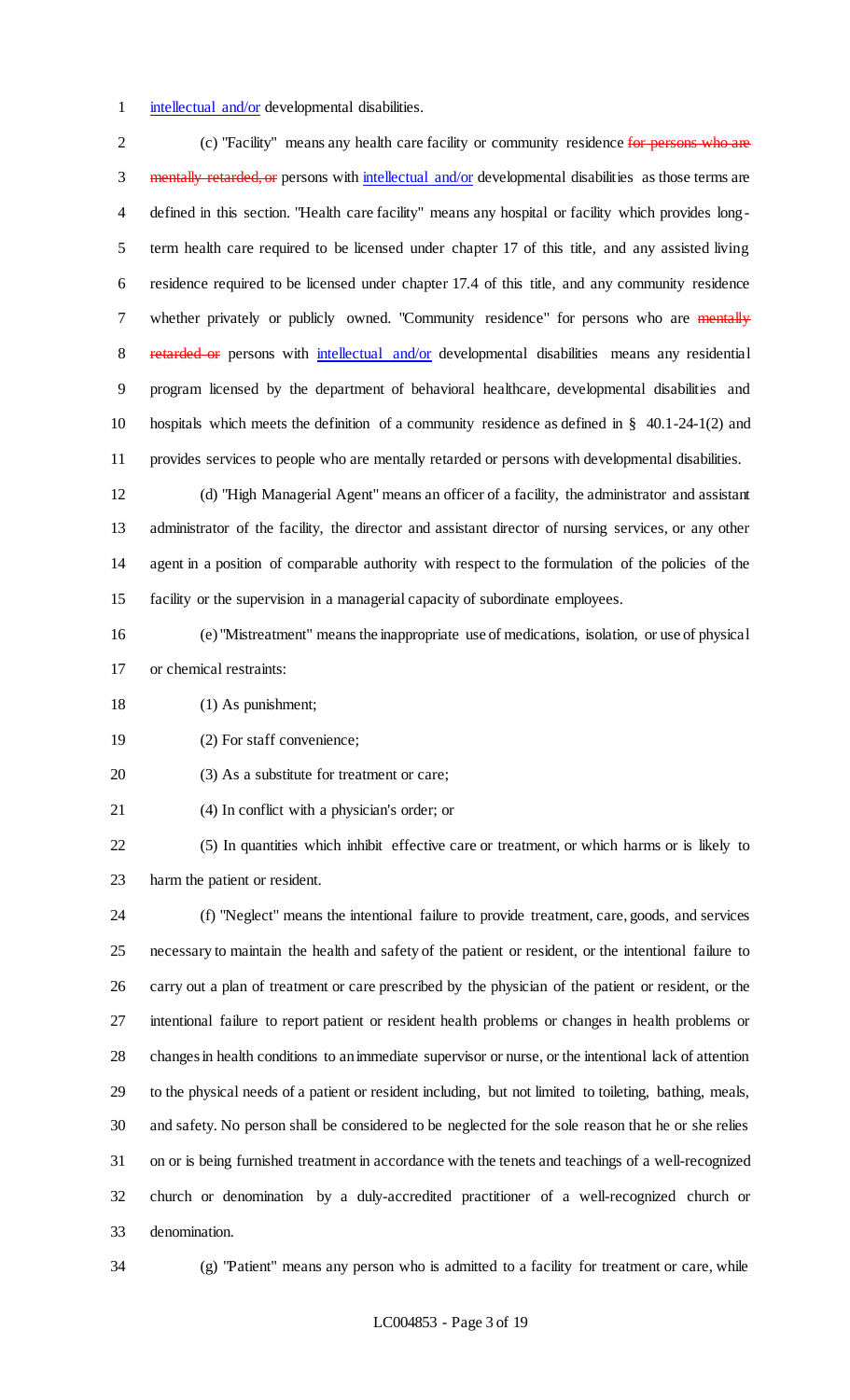intellectual and/or developmental disabilities.

(c) "Facility" means any health care facility or community residence ~~for persons who are mentally retarded, or~~ persons with intellectual and/or developmental disabilities as those terms are defined in this section. "Health care facility" means any hospital or facility which provides long-term health care required to be licensed under chapter 17 of this title, and any assisted living residence required to be licensed under chapter 17.4 of this title, and any community residence whether privately or publicly owned. "Community residence" for persons who are ~~mentally retarded or~~ persons with intellectual and/or developmental disabilities means any residential program licensed by the department of behavioral healthcare, developmental disabilities and hospitals which meets the definition of a community residence as defined in § 40.1-24-1(2) and provides services to people who are mentally retarded or persons with developmental disabilities.

(d) "High Managerial Agent" means an officer of a facility, the administrator and assistant administrator of the facility, the director and assistant director of nursing services, or any other agent in a position of comparable authority with respect to the formulation of the policies of the facility or the supervision in a managerial capacity of subordinate employees.

(e) "Mistreatment" means the inappropriate use of medications, isolation, or use of physical or chemical restraints:

(1) As punishment;

(2) For staff convenience;

(3) As a substitute for treatment or care;

(4) In conflict with a physician's order; or

(5) In quantities which inhibit effective care or treatment, or which harms or is likely to harm the patient or resident.

(f) "Neglect" means the intentional failure to provide treatment, care, goods, and services necessary to maintain the health and safety of the patient or resident, or the intentional failure to carry out a plan of treatment or care prescribed by the physician of the patient or resident, or the intentional failure to report patient or resident health problems or changes in health problems or changes in health conditions to an immediate supervisor or nurse, or the intentional lack of attention to the physical needs of a patient or resident including, but not limited to toileting, bathing, meals, and safety. No person shall be considered to be neglected for the sole reason that he or she relies on or is being furnished treatment in accordance with the tenets and teachings of a well-recognized church or denomination by a duly-accredited practitioner of a well-recognized church or denomination.

(g) "Patient" means any person who is admitted to a facility for treatment or care, while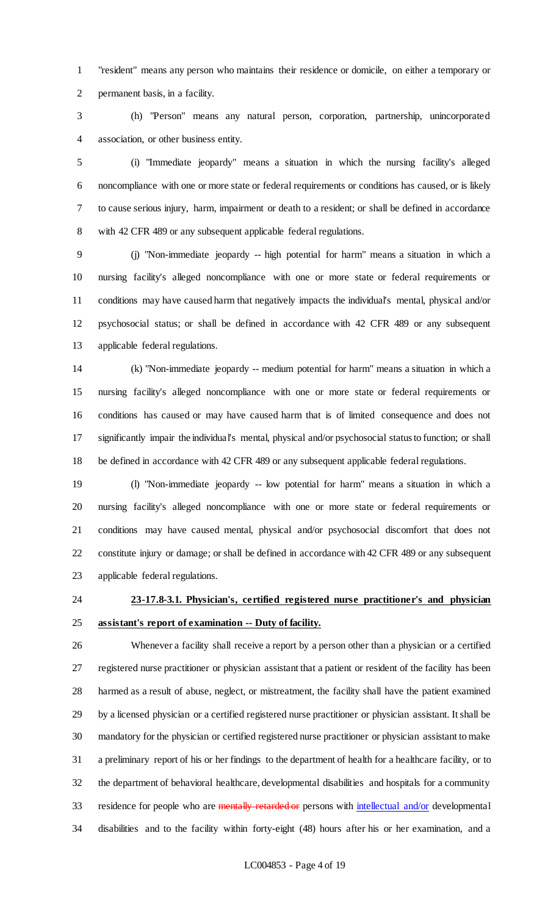"resident" means any person who maintains their residence or domicile, on either a temporary or permanent basis, in a facility.

(h) "Person" means any natural person, corporation, partnership, unincorporated association, or other business entity.

(i) "Immediate jeopardy" means a situation in which the nursing facility's alleged noncompliance with one or more state or federal requirements or conditions has caused, or is likely to cause serious injury, harm, impairment or death to a resident; or shall be defined in accordance with 42 CFR 489 or any subsequent applicable federal regulations.

(j) "Non-immediate jeopardy -- high potential for harm" means a situation in which a nursing facility's alleged noncompliance with one or more state or federal requirements or conditions may have caused harm that negatively impacts the individual's mental, physical and/or psychosocial status; or shall be defined in accordance with 42 CFR 489 or any subsequent applicable federal regulations.

(k) "Non-immediate jeopardy -- medium potential for harm" means a situation in which a nursing facility's alleged noncompliance with one or more state or federal requirements or conditions has caused or may have caused harm that is of limited consequence and does not significantly impair the individual's mental, physical and/or psychosocial status to function; or shall be defined in accordance with 42 CFR 489 or any subsequent applicable federal regulations.

(l) "Non-immediate jeopardy -- low potential for harm" means a situation in which a nursing facility's alleged noncompliance with one or more state or federal requirements or conditions may have caused mental, physical and/or psychosocial discomfort that does not constitute injury or damage; or shall be defined in accordance with 42 CFR 489 or any subsequent applicable federal regulations.

**23-17.8-3.1. Physician's, certified registered nurse practitioner's and physician assistant's report of examination -- Duty of facility.**

Whenever a facility shall receive a report by a person other than a physician or a certified registered nurse practitioner or physician assistant that a patient or resident of the facility has been harmed as a result of abuse, neglect, or mistreatment, the facility shall have the patient examined by a licensed physician or a certified registered nurse practitioner or physician assistant. It shall be mandatory for the physician or certified registered nurse practitioner or physician assistant to make a preliminary report of his or her findings to the department of health for a healthcare facility, or to the department of behavioral healthcare, developmental disabilities and hospitals for a community residence for people who are ~~mentally retarded or~~ persons with intellectual and/or developmental disabilities and to the facility within forty-eight (48) hours after his or her examination, and a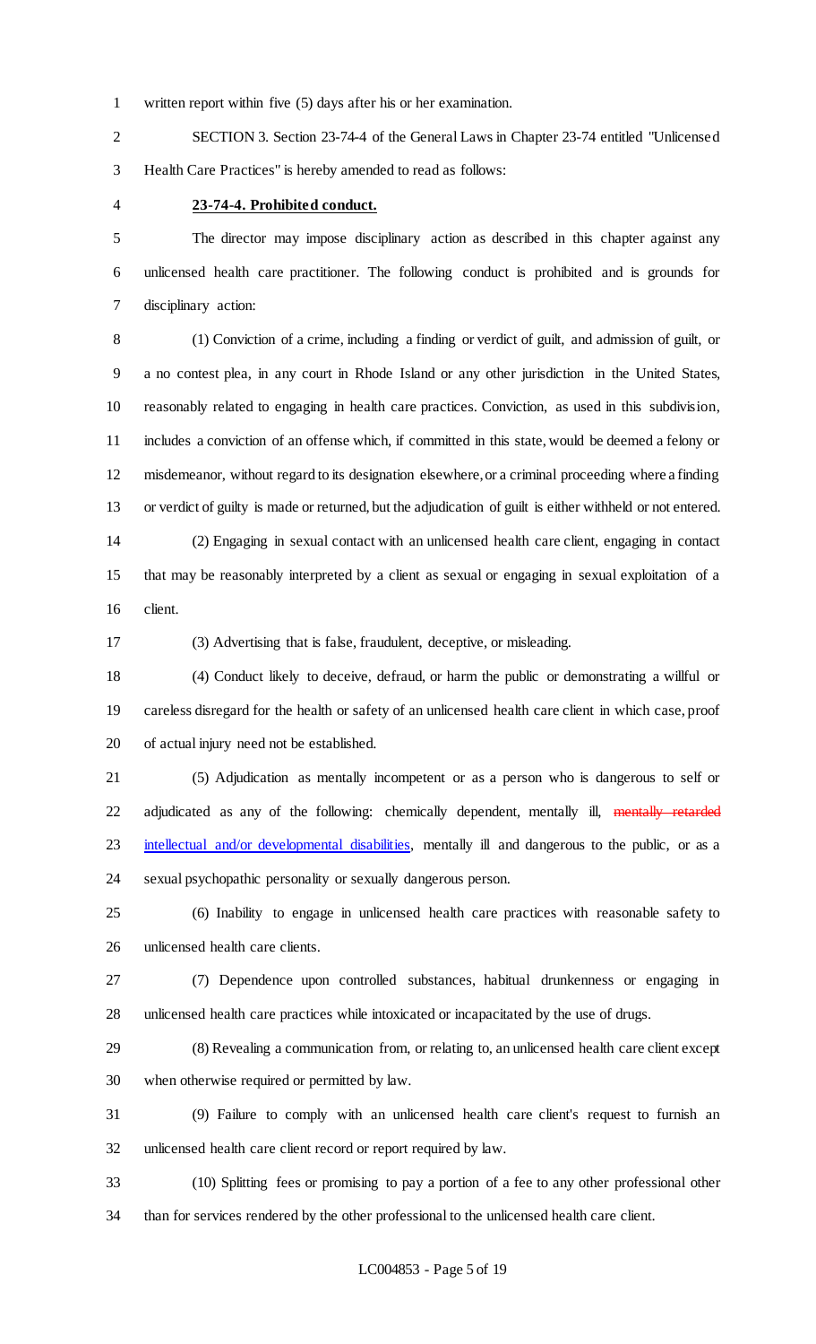written report within five (5) days after his or her examination.

SECTION 3. Section 23-74-4 of the General Laws in Chapter 23-74 entitled "Unlicensed Health Care Practices" is hereby amended to read as follows:

**23-74-4. Prohibited conduct.**

The director may impose disciplinary action as described in this chapter against any unlicensed health care practitioner. The following conduct is prohibited and is grounds for disciplinary action:

(1) Conviction of a crime, including a finding or verdict of guilt, and admission of guilt, or a no contest plea, in any court in Rhode Island or any other jurisdiction in the United States, reasonably related to engaging in health care practices. Conviction, as used in this subdivision, includes a conviction of an offense which, if committed in this state, would be deemed a felony or misdemeanor, without regard to its designation elsewhere, or a criminal proceeding where a finding or verdict of guilty is made or returned, but the adjudication of guilt is either withheld or not entered.

(2) Engaging in sexual contact with an unlicensed health care client, engaging in contact that may be reasonably interpreted by a client as sexual or engaging in sexual exploitation of a client.

(3) Advertising that is false, fraudulent, deceptive, or misleading.

(4) Conduct likely to deceive, defraud, or harm the public or demonstrating a willful or careless disregard for the health or safety of an unlicensed health care client in which case, proof of actual injury need not be established.

(5) Adjudication as mentally incompetent or as a person who is dangerous to self or adjudicated as any of the following: chemically dependent, mentally ill, ~~mentally retarded~~ intellectual and/or developmental disabilities, mentally ill and dangerous to the public, or as a sexual psychopathic personality or sexually dangerous person.

(6) Inability to engage in unlicensed health care practices with reasonable safety to unlicensed health care clients.

(7) Dependence upon controlled substances, habitual drunkenness or engaging in unlicensed health care practices while intoxicated or incapacitated by the use of drugs.

(8) Revealing a communication from, or relating to, an unlicensed health care client except when otherwise required or permitted by law.

(9) Failure to comply with an unlicensed health care client's request to furnish an unlicensed health care client record or report required by law.

(10) Splitting fees or promising to pay a portion of a fee to any other professional other than for services rendered by the other professional to the unlicensed health care client.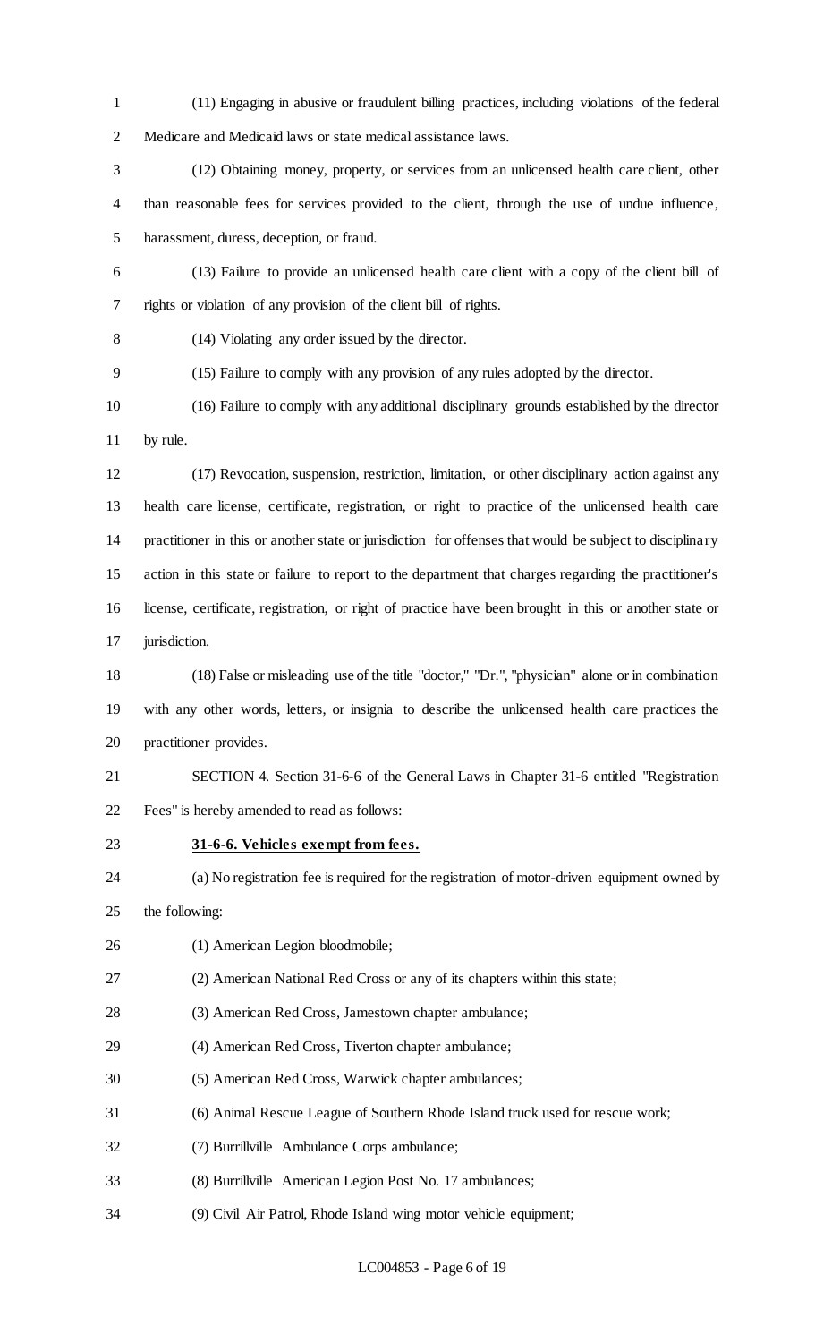(11) Engaging in abusive or fraudulent billing practices, including violations of the federal Medicare and Medicaid laws or state medical assistance laws.

(12) Obtaining money, property, or services from an unlicensed health care client, other than reasonable fees for services provided to the client, through the use of undue influence, harassment, duress, deception, or fraud.

(13) Failure to provide an unlicensed health care client with a copy of the client bill of rights or violation of any provision of the client bill of rights.

(14) Violating any order issued by the director.

(15) Failure to comply with any provision of any rules adopted by the director.

(16) Failure to comply with any additional disciplinary grounds established by the director by rule.

(17) Revocation, suspension, restriction, limitation, or other disciplinary action against any health care license, certificate, registration, or right to practice of the unlicensed health care practitioner in this or another state or jurisdiction for offenses that would be subject to disciplinary action in this state or failure to report to the department that charges regarding the practitioner's license, certificate, registration, or right of practice have been brought in this or another state or jurisdiction.

(18) False or misleading use of the title "doctor," "Dr.", "physician" alone or in combination with any other words, letters, or insignia to describe the unlicensed health care practices the practitioner provides.

SECTION 4. Section 31-6-6 of the General Laws in Chapter 31-6 entitled "Registration Fees" is hereby amended to read as follows:

**31-6-6. Vehicles exempt from fees.**

(a) No registration fee is required for the registration of motor-driven equipment owned by the following:

(1) American Legion bloodmobile;

(2) American National Red Cross or any of its chapters within this state;

(3) American Red Cross, Jamestown chapter ambulance;

(4) American Red Cross, Tiverton chapter ambulance;

(5) American Red Cross, Warwick chapter ambulances;

(6) Animal Rescue League of Southern Rhode Island truck used for rescue work;

(7) Burrillville Ambulance Corps ambulance;

(8) Burrillville American Legion Post No. 17 ambulances;

(9) Civil Air Patrol, Rhode Island wing motor vehicle equipment;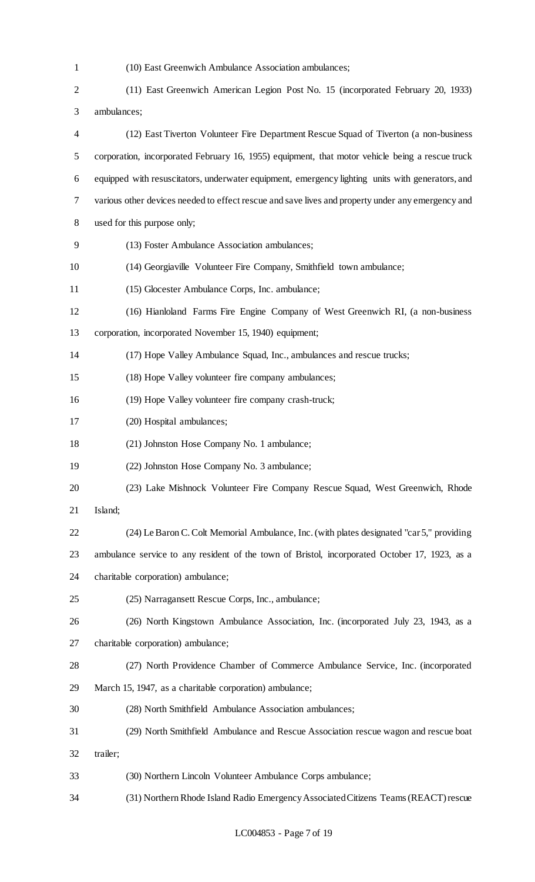(10) East Greenwich Ambulance Association ambulances;

(11) East Greenwich American Legion Post No. 15 (incorporated February 20, 1933) ambulances;

(12) East Tiverton Volunteer Fire Department Rescue Squad of Tiverton (a non-business corporation, incorporated February 16, 1955) equipment, that motor vehicle being a rescue truck equipped with resuscitators, underwater equipment, emergency lighting units with generators, and various other devices needed to effect rescue and save lives and property under any emergency and used for this purpose only;

(13) Foster Ambulance Association ambulances;

(14) Georgiaville Volunteer Fire Company, Smithfield town ambulance;

(15) Glocester Ambulance Corps, Inc. ambulance;

(16) Hianloland Farms Fire Engine Company of West Greenwich RI, (a non-business corporation, incorporated November 15, 1940) equipment;

(17) Hope Valley Ambulance Squad, Inc., ambulances and rescue trucks;

(18) Hope Valley volunteer fire company ambulances;

(19) Hope Valley volunteer fire company crash-truck;

(20) Hospital ambulances;

(21) Johnston Hose Company No. 1 ambulance;

(22) Johnston Hose Company No. 3 ambulance;

(23) Lake Mishnock Volunteer Fire Company Rescue Squad, West Greenwich, Rhode Island;

(24) Le Baron C. Colt Memorial Ambulance, Inc. (with plates designated "car 5," providing ambulance service to any resident of the town of Bristol, incorporated October 17, 1923, as a charitable corporation) ambulance;

(25) Narragansett Rescue Corps, Inc., ambulance;

(26) North Kingstown Ambulance Association, Inc. (incorporated July 23, 1943, as a charitable corporation) ambulance;

(27) North Providence Chamber of Commerce Ambulance Service, Inc. (incorporated March 15, 1947, as a charitable corporation) ambulance;

(28) North Smithfield Ambulance Association ambulances;

(29) North Smithfield Ambulance and Rescue Association rescue wagon and rescue boat trailer;

(30) Northern Lincoln Volunteer Ambulance Corps ambulance;

(31) Northern Rhode Island Radio Emergency Associated Citizens Teams (REACT) rescue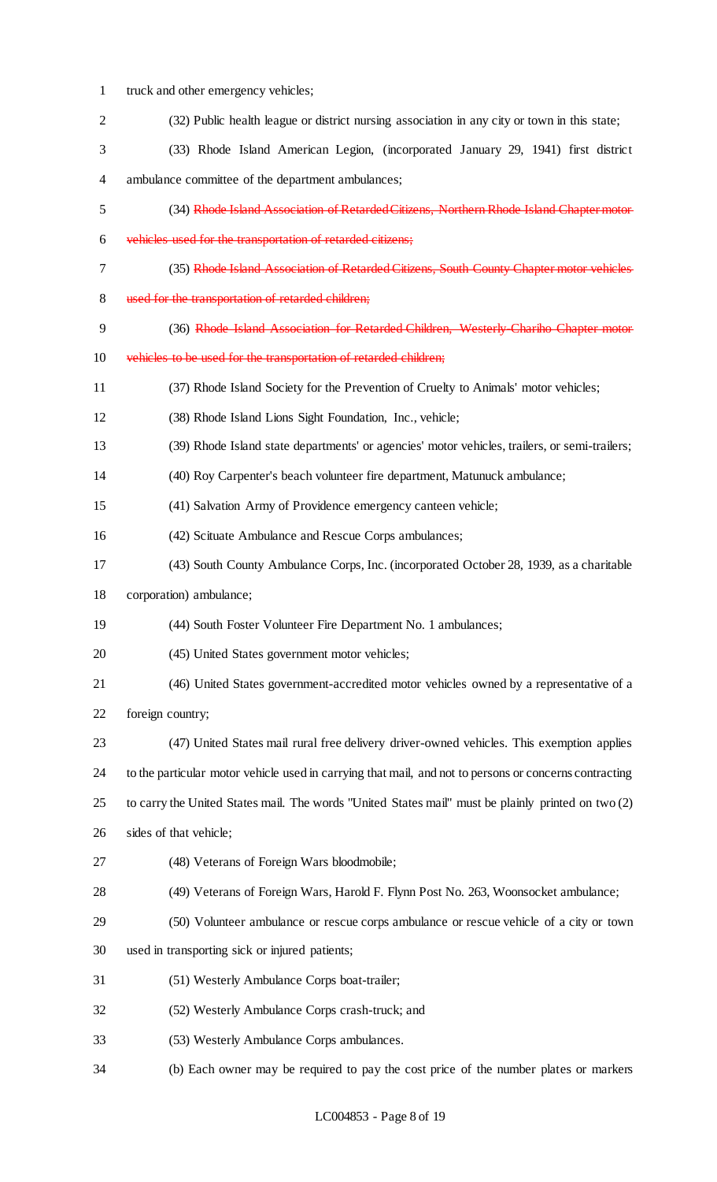truck and other emergency vehicles;

(32) Public health league or district nursing association in any city or town in this state;

(33) Rhode Island American Legion, (incorporated January 29, 1941) first district ambulance committee of the department ambulances;

(34) ~~Rhode Island Association of Retarded Citizens, Northern Rhode Island Chapter motor vehicles used for the transportation of retarded citizens;~~

(35) ~~Rhode Island Association of Retarded Citizens, South County Chapter motor vehicles used for the transportation of retarded children;~~

(36) ~~Rhode Island Association for Retarded Children, Westerly-Chariho Chapter motor vehicles to be used for the transportation of retarded children;~~

(37) Rhode Island Society for the Prevention of Cruelty to Animals' motor vehicles;

(38) Rhode Island Lions Sight Foundation, Inc., vehicle;

(39) Rhode Island state departments' or agencies' motor vehicles, trailers, or semi-trailers;

(40) Roy Carpenter's beach volunteer fire department, Matunuck ambulance;

(41) Salvation Army of Providence emergency canteen vehicle;

(42) Scituate Ambulance and Rescue Corps ambulances;

(43) South County Ambulance Corps, Inc. (incorporated October 28, 1939, as a charitable corporation) ambulance;

(44) South Foster Volunteer Fire Department No. 1 ambulances;

(45) United States government motor vehicles;

(46) United States government-accredited motor vehicles owned by a representative of a foreign country;

(47) United States mail rural free delivery driver-owned vehicles. This exemption applies to the particular motor vehicle used in carrying that mail, and not to persons or concerns contracting to carry the United States mail. The words "United States mail" must be plainly printed on two (2) sides of that vehicle;

(48) Veterans of Foreign Wars bloodmobile;

(49) Veterans of Foreign Wars, Harold F. Flynn Post No. 263, Woonsocket ambulance;

(50) Volunteer ambulance or rescue corps ambulance or rescue vehicle of a city or town used in transporting sick or injured patients;

(51) Westerly Ambulance Corps boat-trailer;

(52) Westerly Ambulance Corps crash-truck; and

(53) Westerly Ambulance Corps ambulances.

(b) Each owner may be required to pay the cost price of the number plates or markers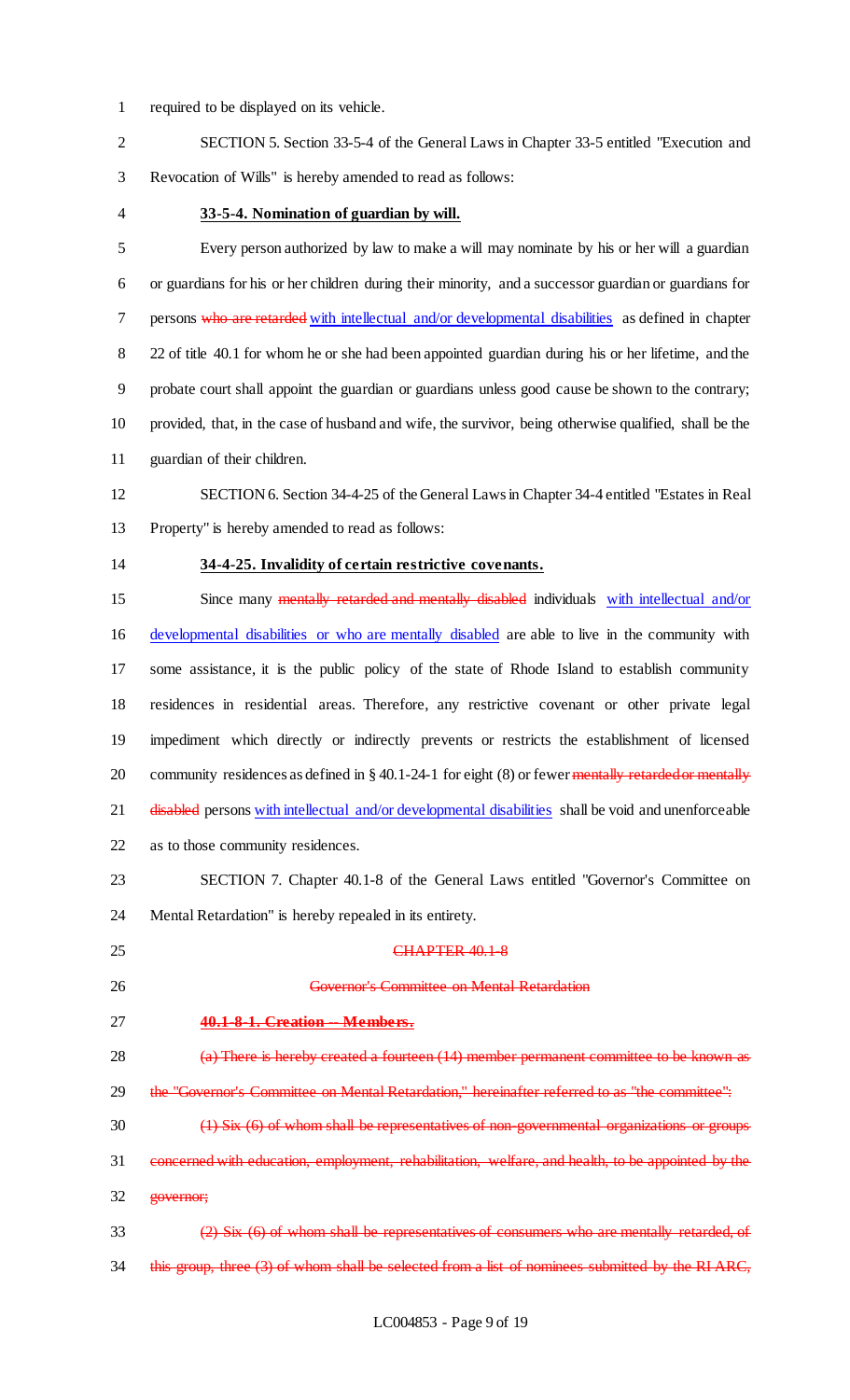required to be displayed on its vehicle.

SECTION 5. Section 33-5-4 of the General Laws in Chapter 33-5 entitled "Execution and Revocation of Wills" is hereby amended to read as follows:

**33-5-4. Nomination of guardian by will.**

Every person authorized by law to make a will may nominate by his or her will a guardian or guardians for his or her children during their minority, and a successor guardian or guardians for persons ~~who are retarded~~ with intellectual and/or developmental disabilities as defined in chapter 22 of title 40.1 for whom he or she had been appointed guardian during his or her lifetime, and the probate court shall appoint the guardian or guardians unless good cause be shown to the contrary; provided, that, in the case of husband and wife, the survivor, being otherwise qualified, shall be the guardian of their children.

SECTION 6. Section 34-4-25 of the General Laws in Chapter 34-4 entitled "Estates in Real Property" is hereby amended to read as follows:

**34-4-25. Invalidity of certain restrictive covenants.**

Since many ~~mentally retarded and mentally disabled~~ individuals with intellectual and/or developmental disabilities or who are mentally disabled are able to live in the community with some assistance, it is the public policy of the state of Rhode Island to establish community residences in residential areas. Therefore, any restrictive covenant or other private legal impediment which directly or indirectly prevents or restricts the establishment of licensed community residences as defined in § 40.1-24-1 for eight (8) or fewer ~~mentally retarded or mentally disabled~~ persons with intellectual and/or developmental disabilities shall be void and unenforceable as to those community residences.

SECTION 7. Chapter 40.1-8 of the General Laws entitled "Governor's Committee on Mental Retardation" is hereby repealed in its entirety.

~~CHAPTER 40.1-8~~

~~Governor's Committee on Mental Retardation~~

~~**40.1-8-1. Creation -- Members.**~~

~~(a) There is hereby created a fourteen (14) member permanent committee to be known as the "Governor's Committee on Mental Retardation," hereinafter referred to as "the committee":~~

~~(1) Six (6) of whom shall be representatives of non-governmental organizations or groups concerned with education, employment, rehabilitation, welfare, and health, to be appointed by the governor;~~

~~(2) Six (6) of whom shall be representatives of consumers who are mentally retarded, of this group, three (3) of whom shall be selected from a list of nominees submitted by the RI ARC,~~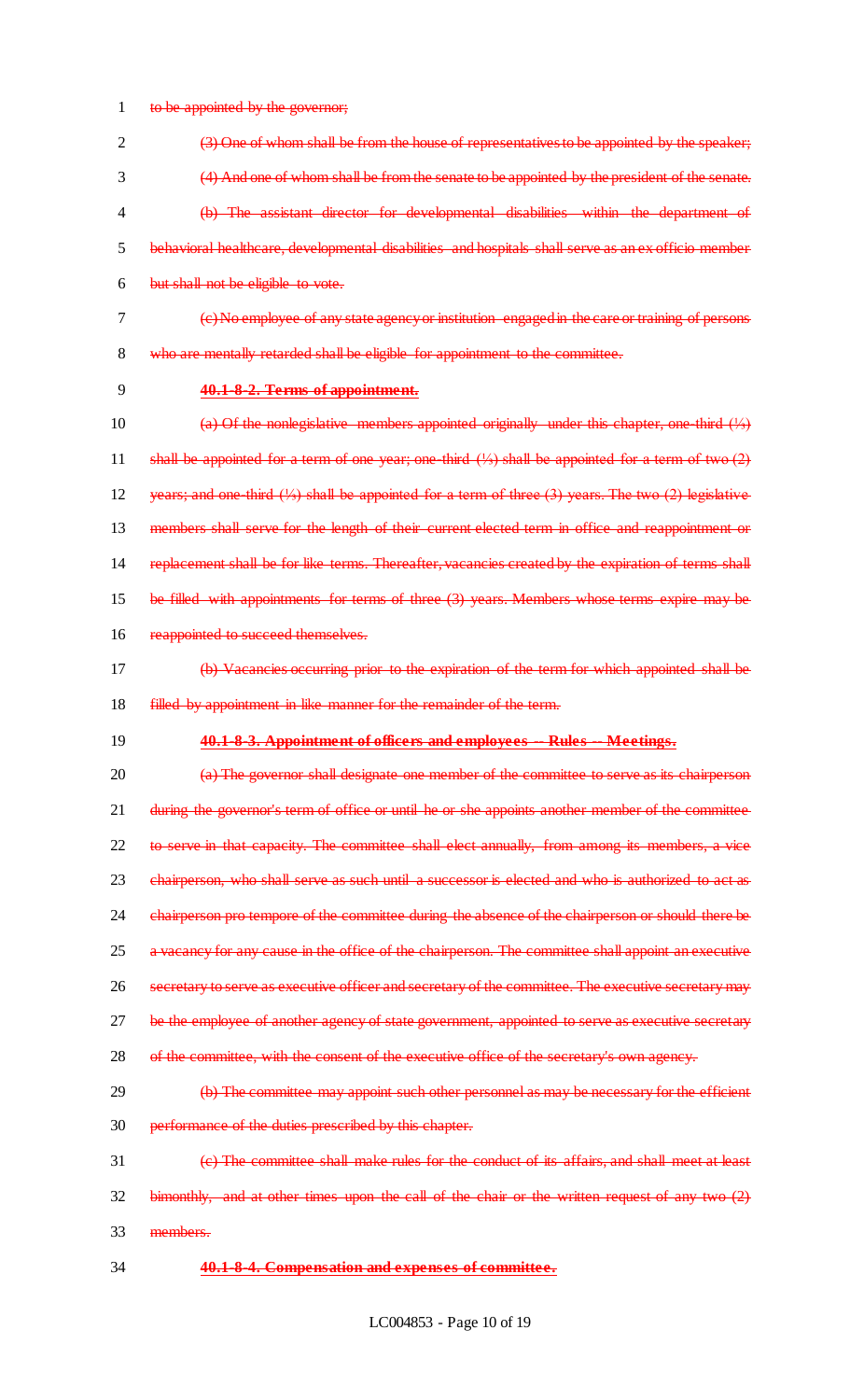to be appointed by the governor;

(3) One of whom shall be from the house of representatives to be appointed by the speaker;

(4) And one of whom shall be from the senate to be appointed by the president of the senate.

(b) The assistant director for developmental disabilities within the department of behavioral healthcare, developmental disabilities and hospitals shall serve as an ex officio member but shall not be eligible to vote.

(c) No employee of any state agency or institution engaged in the care or training of persons who are mentally retarded shall be eligible for appointment to the committee.

**40.1-8-2. Terms of appointment.**

(a) Of the nonlegislative members appointed originally under this chapter, one-third (⅓) shall be appointed for a term of one year; one-third (⅓) shall be appointed for a term of two (2) years; and one-third (⅓) shall be appointed for a term of three (3) years. The two (2) legislative members shall serve for the length of their current elected term in office and reappointment or replacement shall be for like terms. Thereafter, vacancies created by the expiration of terms shall be filled with appointments for terms of three (3) years. Members whose terms expire may be reappointed to succeed themselves.

(b) Vacancies occurring prior to the expiration of the term for which appointed shall be filled by appointment in like manner for the remainder of the term.

**40.1-8-3. Appointment of officers and employees -- Rules -- Meetings.**

(a) The governor shall designate one member of the committee to serve as its chairperson during the governor's term of office or until he or she appoints another member of the committee to serve in that capacity. The committee shall elect annually, from among its members, a vice chairperson, who shall serve as such until a successor is elected and who is authorized to act as chairperson pro tempore of the committee during the absence of the chairperson or should there be a vacancy for any cause in the office of the chairperson. The committee shall appoint an executive secretary to serve as executive officer and secretary of the committee. The executive secretary may be the employee of another agency of state government, appointed to serve as executive secretary of the committee, with the consent of the executive office of the secretary's own agency.

(b) The committee may appoint such other personnel as may be necessary for the efficient performance of the duties prescribed by this chapter.

(c) The committee shall make rules for the conduct of its affairs, and shall meet at least bimonthly, and at other times upon the call of the chair or the written request of any two (2) members.

**40.1-8-4. Compensation and expenses of committee.**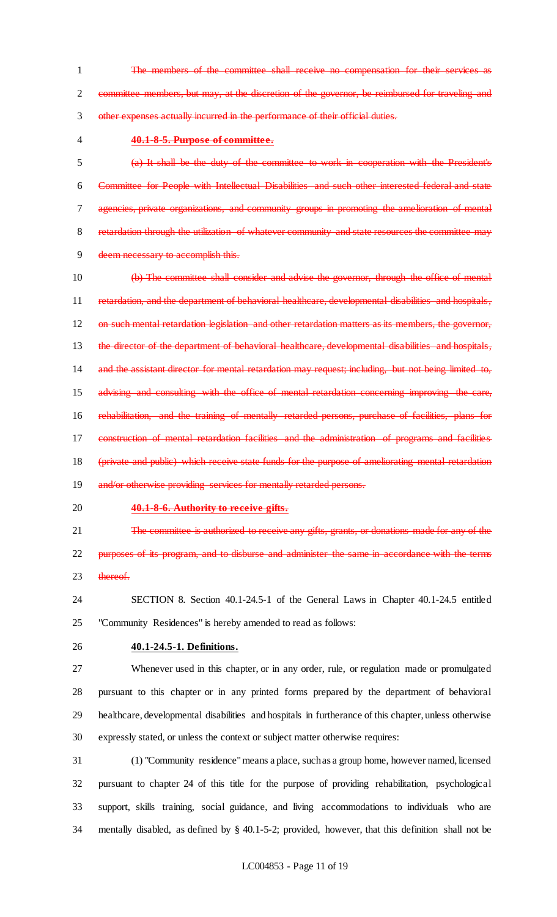~~The members of the committee shall receive no compensation for their services as committee members, but may, at the discretion of the governor, be reimbursed for traveling and other expenses actually incurred in the performance of their official duties.~~

~~**40.1-8-5. Purpose of committee.**~~

~~(a) It shall be the duty of the committee to work in cooperation with the President's Committee for People with Intellectual Disabilities and such other interested federal and state agencies, private organizations, and community groups in promoting the amelioration of mental retardation through the utilization of whatever community and state resources the committee may deem necessary to accomplish this.~~

~~(b) The committee shall consider and advise the governor, through the office of mental retardation, and the department of behavioral healthcare, developmental disabilities and hospitals, on such mental retardation legislation and other retardation matters as its members, the governor, the director of the department of behavioral healthcare, developmental disabilities and hospitals, and the assistant director for mental retardation may request; including, but not being limited to, advising and consulting with the office of mental retardation concerning improving the care, rehabilitation, and the training of mentally retarded persons, purchase of facilities, plans for construction of mental retardation facilities and the administration of programs and facilities (private and public) which receive state funds for the purpose of ameliorating mental retardation and/or otherwise providing services for mentally retarded persons.~~

~~**40.1-8-6. Authority to receive gifts.**~~

~~The committee is authorized to receive any gifts, grants, or donations made for any of the purposes of its program, and to disburse and administer the same in accordance with the terms thereof.~~

SECTION 8. Section 40.1-24.5-1 of the General Laws in Chapter 40.1-24.5 entitled "Community Residences" is hereby amended to read as follows:

**40.1-24.5-1. Definitions.**

Whenever used in this chapter, or in any order, rule, or regulation made or promulgated pursuant to this chapter or in any printed forms prepared by the department of behavioral healthcare, developmental disabilities and hospitals in furtherance of this chapter, unless otherwise expressly stated, or unless the context or subject matter otherwise requires:

(1) "Community residence" means a place, such as a group home, however named, licensed pursuant to chapter 24 of this title for the purpose of providing rehabilitation, psychological support, skills training, social guidance, and living accommodations to individuals who are mentally disabled, as defined by § 40.1-5-2; provided, however, that this definition shall not be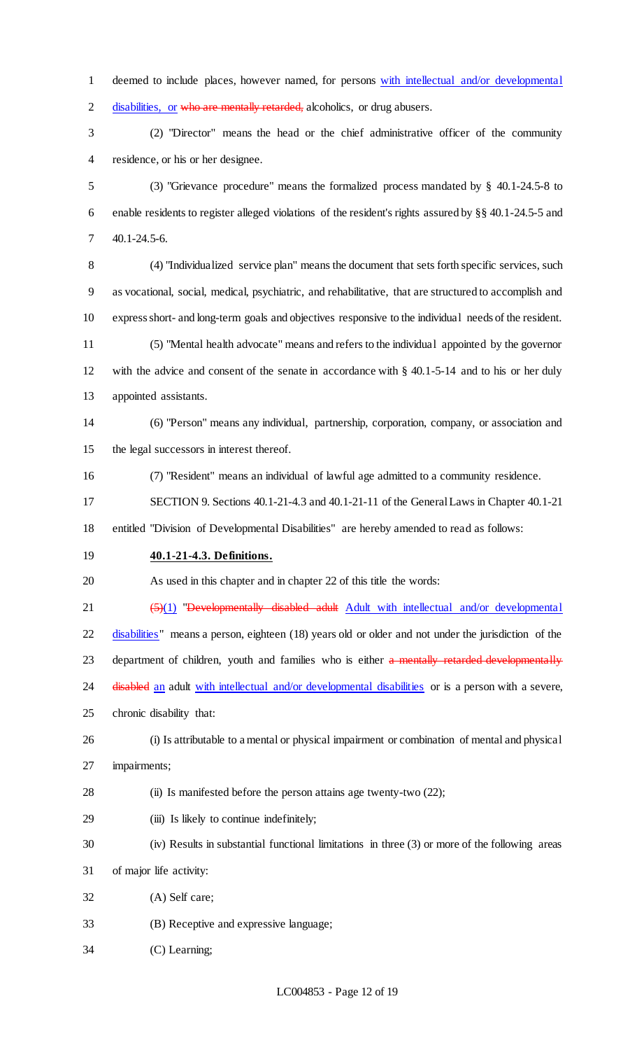deemed to include places, however named, for persons with intellectual and/or developmental disabilities, or ~~who are mentally retarded,~~ alcoholics, or drug abusers.

(2) "Director" means the head or the chief administrative officer of the community residence, or his or her designee.

(3) "Grievance procedure" means the formalized process mandated by § 40.1-24.5-8 to enable residents to register alleged violations of the resident's rights assured by §§ 40.1-24.5-5 and 40.1-24.5-6.

(4) "Individualized service plan" means the document that sets forth specific services, such as vocational, social, medical, psychiatric, and rehabilitative, that are structured to accomplish and express short- and long-term goals and objectives responsive to the individual needs of the resident.

(5) "Mental health advocate" means and refers to the individual appointed by the governor with the advice and consent of the senate in accordance with § 40.1-5-14 and to his or her duly appointed assistants.

(6) "Person" means any individual, partnership, corporation, company, or association and the legal successors in interest thereof.

(7) "Resident" means an individual of lawful age admitted to a community residence.

SECTION 9. Sections 40.1-21-4.3 and 40.1-21-11 of the General Laws in Chapter 40.1-21 entitled "Division of Developmental Disabilities" are hereby amended to read as follows:

**40.1-21-4.3. Definitions.**

As used in this chapter and in chapter 22 of this title the words:

~~(5)~~(1) "~~Developmentally disabled adult~~ Adult with intellectual and/or developmental disabilities" means a person, eighteen (18) years old or older and not under the jurisdiction of the department of children, youth and families who is either ~~a mentally retarded developmentally disabled~~ an adult with intellectual and/or developmental disabilities or is a person with a severe, chronic disability that:

(i) Is attributable to a mental or physical impairment or combination of mental and physical impairments;

(ii) Is manifested before the person attains age twenty-two (22);

(iii) Is likely to continue indefinitely;

(iv) Results in substantial functional limitations in three (3) or more of the following areas of major life activity:

(A) Self care;

(B) Receptive and expressive language;

(C) Learning;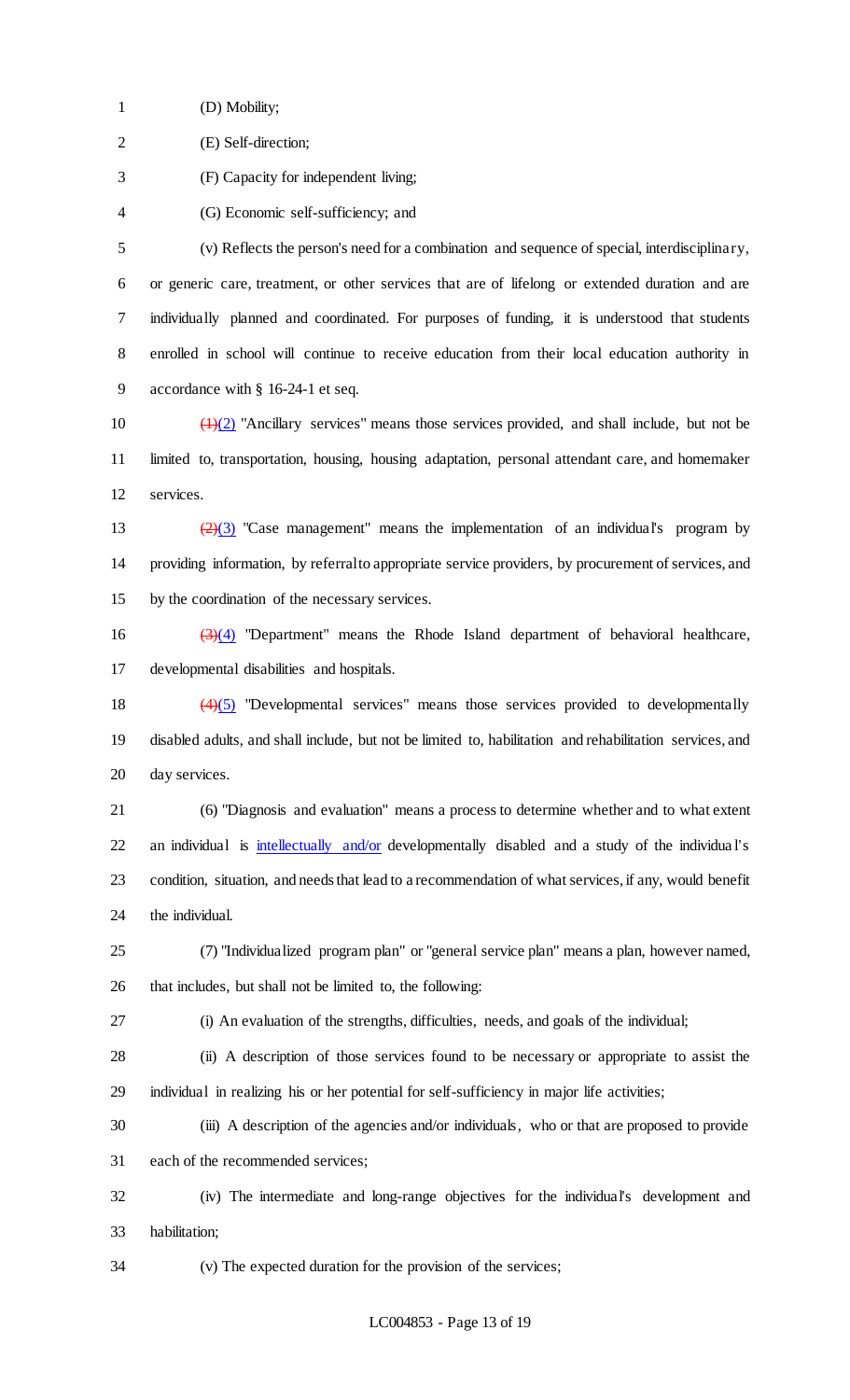(D) Mobility;

(E) Self-direction;

(F) Capacity for independent living;

(G) Economic self-sufficiency; and

(v) Reflects the person's need for a combination and sequence of special, interdisciplinary, or generic care, treatment, or other services that are of lifelong or extended duration and are individually planned and coordinated. For purposes of funding, it is understood that students enrolled in school will continue to receive education from their local education authority in accordance with § 16-24-1 et seq.

~~(1)~~(2) "Ancillary services" means those services provided, and shall include, but not be limited to, transportation, housing, housing adaptation, personal attendant care, and homemaker services.

~~(2)~~(3) "Case management" means the implementation of an individual's program by providing information, by referral to appropriate service providers, by procurement of services, and by the coordination of the necessary services.

~~(3)~~(4) "Department" means the Rhode Island department of behavioral healthcare, developmental disabilities and hospitals.

~~(4)~~(5) "Developmental services" means those services provided to developmentally disabled adults, and shall include, but not be limited to, habilitation and rehabilitation services, and day services.

(6) "Diagnosis and evaluation" means a process to determine whether and to what extent an individual is intellectually and/or developmentally disabled and a study of the individual's condition, situation, and needs that lead to a recommendation of what services, if any, would benefit the individual.

(7) "Individualized program plan" or "general service plan" means a plan, however named, that includes, but shall not be limited to, the following:

(i) An evaluation of the strengths, difficulties, needs, and goals of the individual;

(ii) A description of those services found to be necessary or appropriate to assist the individual in realizing his or her potential for self-sufficiency in major life activities;

(iii) A description of the agencies and/or individuals, who or that are proposed to provide each of the recommended services;

(iv) The intermediate and long-range objectives for the individual's development and habilitation;

(v) The expected duration for the provision of the services;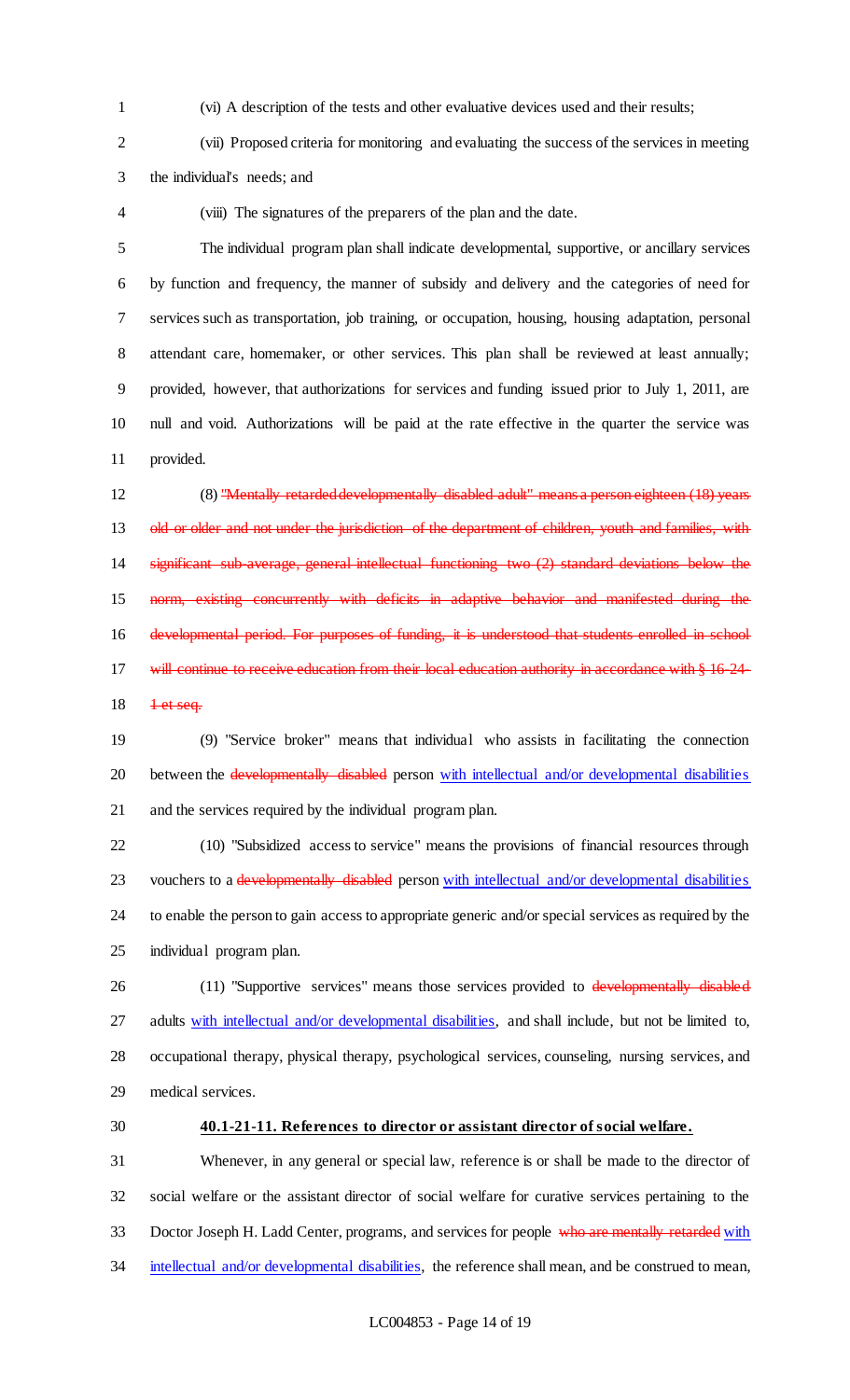(vi) A description of the tests and other evaluative devices used and their results;

(vii) Proposed criteria for monitoring and evaluating the success of the services in meeting the individual's needs; and

(viii) The signatures of the preparers of the plan and the date.

The individual program plan shall indicate developmental, supportive, or ancillary services by function and frequency, the manner of subsidy and delivery and the categories of need for services such as transportation, job training, or occupation, housing, housing adaptation, personal attendant care, homemaker, or other services. This plan shall be reviewed at least annually; provided, however, that authorizations for services and funding issued prior to July 1, 2011, are null and void. Authorizations will be paid at the rate effective in the quarter the service was provided.

(8) ~~"Mentally retarded developmentally disabled adult" means a person eighteen (18) years old or older and not under the jurisdiction of the department of children, youth and families, with significant sub-average, general intellectual functioning two (2) standard deviations below the norm, existing concurrently with deficits in adaptive behavior and manifested during the developmental period. For purposes of funding, it is understood that students enrolled in school will continue to receive education from their local education authority in accordance with § 16-24-1 et seq.~~

(9) "Service broker" means that individual who assists in facilitating the connection between the ~~developmentally disabled~~ person with intellectual and/or developmental disabilities and the services required by the individual program plan.

(10) "Subsidized access to service" means the provisions of financial resources through vouchers to a ~~developmentally disabled~~ person with intellectual and/or developmental disabilities to enable the person to gain access to appropriate generic and/or special services as required by the individual program plan.

(11) "Supportive services" means those services provided to ~~developmentally disabled~~ adults with intellectual and/or developmental disabilities, and shall include, but not be limited to, occupational therapy, physical therapy, psychological services, counseling, nursing services, and medical services.

**40.1-21-11. References to director or assistant director of social welfare.**

Whenever, in any general or special law, reference is or shall be made to the director of social welfare or the assistant director of social welfare for curative services pertaining to the Doctor Joseph H. Ladd Center, programs, and services for people ~~who are mentally retarded~~ with intellectual and/or developmental disabilities, the reference shall mean, and be construed to mean,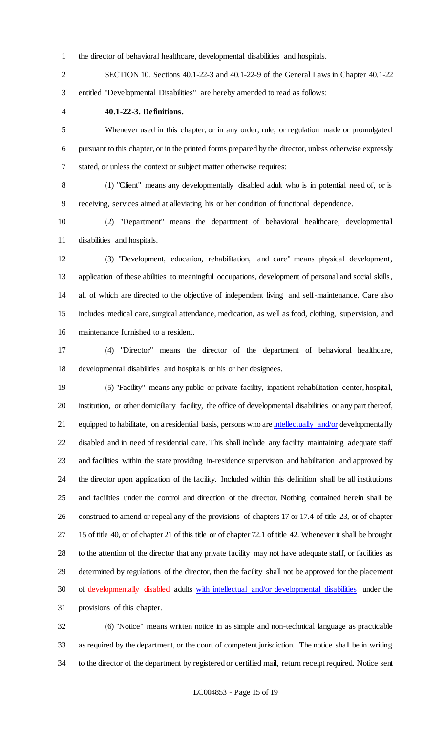the director of behavioral healthcare, developmental disabilities and hospitals.

SECTION 10. Sections 40.1-22-3 and 40.1-22-9 of the General Laws in Chapter 40.1-22 entitled "Developmental Disabilities" are hereby amended to read as follows:

**40.1-22-3. Definitions.**

Whenever used in this chapter, or in any order, rule, or regulation made or promulgated pursuant to this chapter, or in the printed forms prepared by the director, unless otherwise expressly stated, or unless the context or subject matter otherwise requires:

(1) "Client" means any developmentally disabled adult who is in potential need of, or is receiving, services aimed at alleviating his or her condition of functional dependence.

(2) "Department" means the department of behavioral healthcare, developmental disabilities and hospitals.

(3) "Development, education, rehabilitation, and care" means physical development, application of these abilities to meaningful occupations, development of personal and social skills, all of which are directed to the objective of independent living and self-maintenance. Care also includes medical care, surgical attendance, medication, as well as food, clothing, supervision, and maintenance furnished to a resident.

(4) "Director" means the director of the department of behavioral healthcare, developmental disabilities and hospitals or his or her designees.

(5) "Facility" means any public or private facility, inpatient rehabilitation center, hospital, institution, or other domiciliary facility, the office of developmental disabilities or any part thereof, equipped to habilitate, on a residential basis, persons who are intellectually and/or developmentally disabled and in need of residential care. This shall include any facility maintaining adequate staff and facilities within the state providing in-residence supervision and habilitation and approved by the director upon application of the facility. Included within this definition shall be all institutions and facilities under the control and direction of the director. Nothing contained herein shall be construed to amend or repeal any of the provisions of chapters 17 or 17.4 of title 23, or of chapter 15 of title 40, or of chapter 21 of this title or of chapter 72.1 of title 42. Whenever it shall be brought to the attention of the director that any private facility may not have adequate staff, or facilities as determined by regulations of the director, then the facility shall not be approved for the placement of ~~developmentally disabled~~ adults with intellectual and/or developmental disabilities under the provisions of this chapter.

(6) "Notice" means written notice in as simple and non-technical language as practicable as required by the department, or the court of competent jurisdiction. The notice shall be in writing to the director of the department by registered or certified mail, return receipt required. Notice sent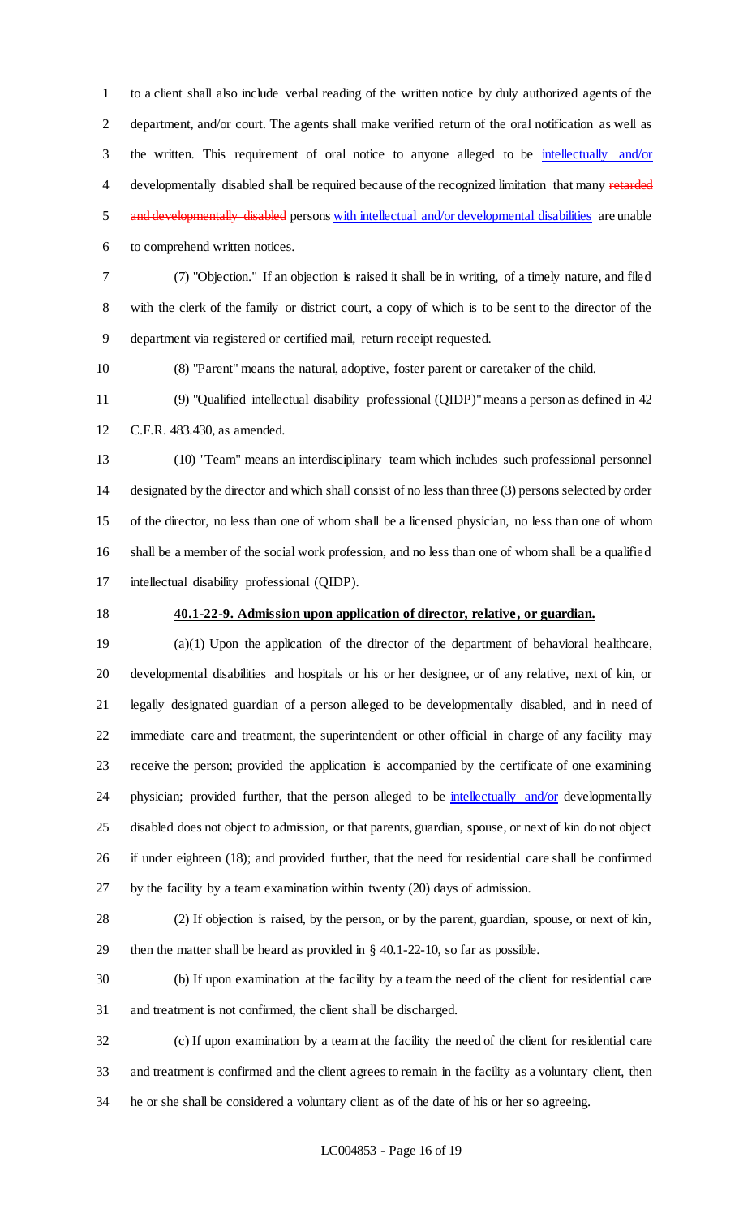to a client shall also include verbal reading of the written notice by duly authorized agents of the department, and/or court. The agents shall make verified return of the oral notification as well as the written. This requirement of oral notice to anyone alleged to be intellectually and/or developmentally disabled shall be required because of the recognized limitation that many ~~retarded and developmentally disabled~~ persons with intellectual and/or developmental disabilities are unable to comprehend written notices.

(7) "Objection." If an objection is raised it shall be in writing, of a timely nature, and filed with the clerk of the family or district court, a copy of which is to be sent to the director of the department via registered or certified mail, return receipt requested.

(8) "Parent" means the natural, adoptive, foster parent or caretaker of the child.

(9) "Qualified intellectual disability professional (QIDP)" means a person as defined in 42 C.F.R. 483.430, as amended.

(10) "Team" means an interdisciplinary team which includes such professional personnel designated by the director and which shall consist of no less than three (3) persons selected by order of the director, no less than one of whom shall be a licensed physician, no less than one of whom shall be a member of the social work profession, and no less than one of whom shall be a qualified intellectual disability professional (QIDP).

**40.1-22-9. Admission upon application of director, relative, or guardian.**

(a)(1) Upon the application of the director of the department of behavioral healthcare, developmental disabilities and hospitals or his or her designee, or of any relative, next of kin, or legally designated guardian of a person alleged to be developmentally disabled, and in need of immediate care and treatment, the superintendent or other official in charge of any facility may receive the person; provided the application is accompanied by the certificate of one examining physician; provided further, that the person alleged to be intellectually and/or developmentally disabled does not object to admission, or that parents, guardian, spouse, or next of kin do not object if under eighteen (18); and provided further, that the need for residential care shall be confirmed by the facility by a team examination within twenty (20) days of admission.

(2) If objection is raised, by the person, or by the parent, guardian, spouse, or next of kin, then the matter shall be heard as provided in § 40.1-22-10, so far as possible.

(b) If upon examination at the facility by a team the need of the client for residential care and treatment is not confirmed, the client shall be discharged.

(c) If upon examination by a team at the facility the need of the client for residential care and treatment is confirmed and the client agrees to remain in the facility as a voluntary client, then he or she shall be considered a voluntary client as of the date of his or her so agreeing.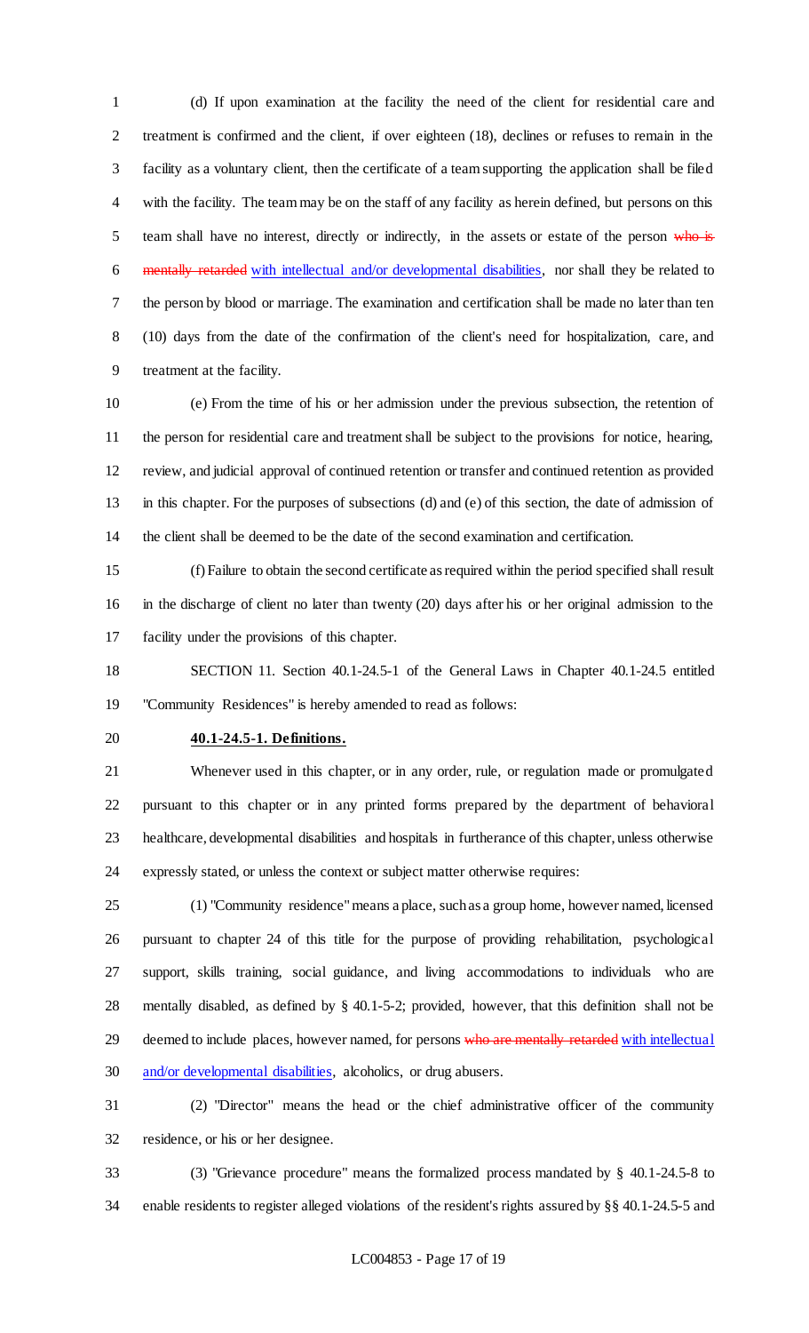(d) If upon examination at the facility the need of the client for residential care and treatment is confirmed and the client, if over eighteen (18), declines or refuses to remain in the facility as a voluntary client, then the certificate of a team supporting the application shall be filed with the facility. The team may be on the staff of any facility as herein defined, but persons on this team shall have no interest, directly or indirectly, in the assets or estate of the person ~~who is mentally retarded~~ with intellectual and/or developmental disabilities, nor shall they be related to the person by blood or marriage. The examination and certification shall be made no later than ten (10) days from the date of the confirmation of the client's need for hospitalization, care, and treatment at the facility.

(e) From the time of his or her admission under the previous subsection, the retention of the person for residential care and treatment shall be subject to the provisions for notice, hearing, review, and judicial approval of continued retention or transfer and continued retention as provided in this chapter. For the purposes of subsections (d) and (e) of this section, the date of admission of the client shall be deemed to be the date of the second examination and certification.

(f) Failure to obtain the second certificate as required within the period specified shall result in the discharge of client no later than twenty (20) days after his or her original admission to the facility under the provisions of this chapter.

SECTION 11. Section 40.1-24.5-1 of the General Laws in Chapter 40.1-24.5 entitled "Community Residences" is hereby amended to read as follows:

**40.1-24.5-1. Definitions.**

Whenever used in this chapter, or in any order, rule, or regulation made or promulgated pursuant to this chapter or in any printed forms prepared by the department of behavioral healthcare, developmental disabilities and hospitals in furtherance of this chapter, unless otherwise expressly stated, or unless the context or subject matter otherwise requires:

(1) "Community residence" means a place, such as a group home, however named, licensed pursuant to chapter 24 of this title for the purpose of providing rehabilitation, psychological support, skills training, social guidance, and living accommodations to individuals who are mentally disabled, as defined by § 40.1-5-2; provided, however, that this definition shall not be deemed to include places, however named, for persons ~~who are mentally retarded~~ with intellectual and/or developmental disabilities, alcoholics, or drug abusers.

(2) "Director" means the head or the chief administrative officer of the community residence, or his or her designee.

(3) "Grievance procedure" means the formalized process mandated by § 40.1-24.5-8 to enable residents to register alleged violations of the resident's rights assured by §§ 40.1-24.5-5 and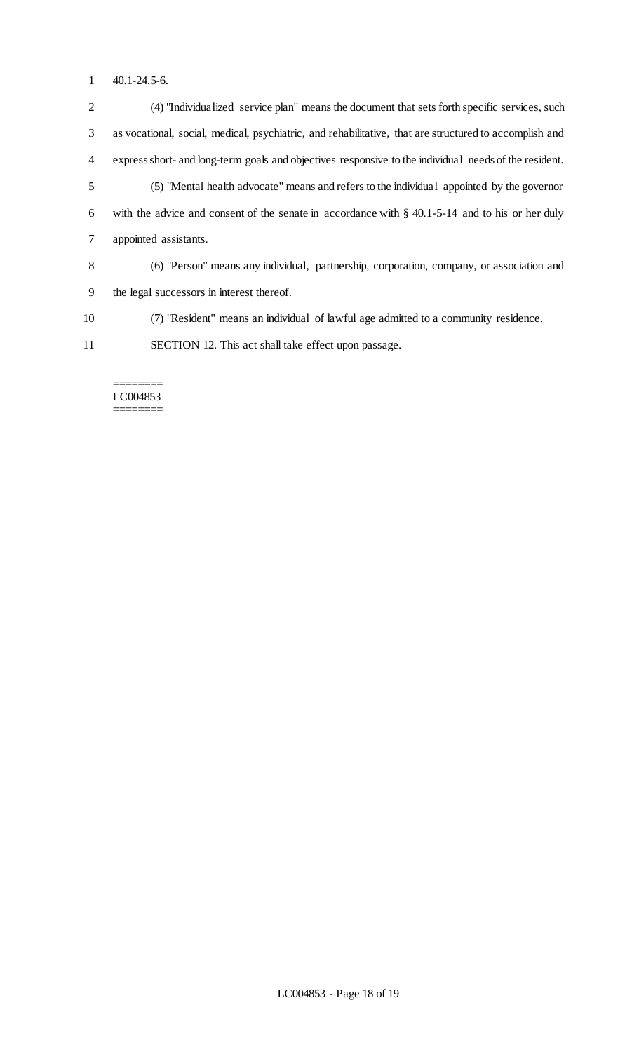40.1-24.5-6.

(4) "Individualized service plan" means the document that sets forth specific services, such as vocational, social, medical, psychiatric, and rehabilitative, that are structured to accomplish and express short- and long-term goals and objectives responsive to the individual needs of the resident.

(5) "Mental health advocate" means and refers to the individual appointed by the governor with the advice and consent of the senate in accordance with § 40.1-5-14 and to his or her duly appointed assistants.

(6) "Person" means any individual, partnership, corporation, company, or association and the legal successors in interest thereof.

(7) "Resident" means an individual of lawful age admitted to a community residence.

SECTION 12. This act shall take effect upon passage.

========
LC004853
========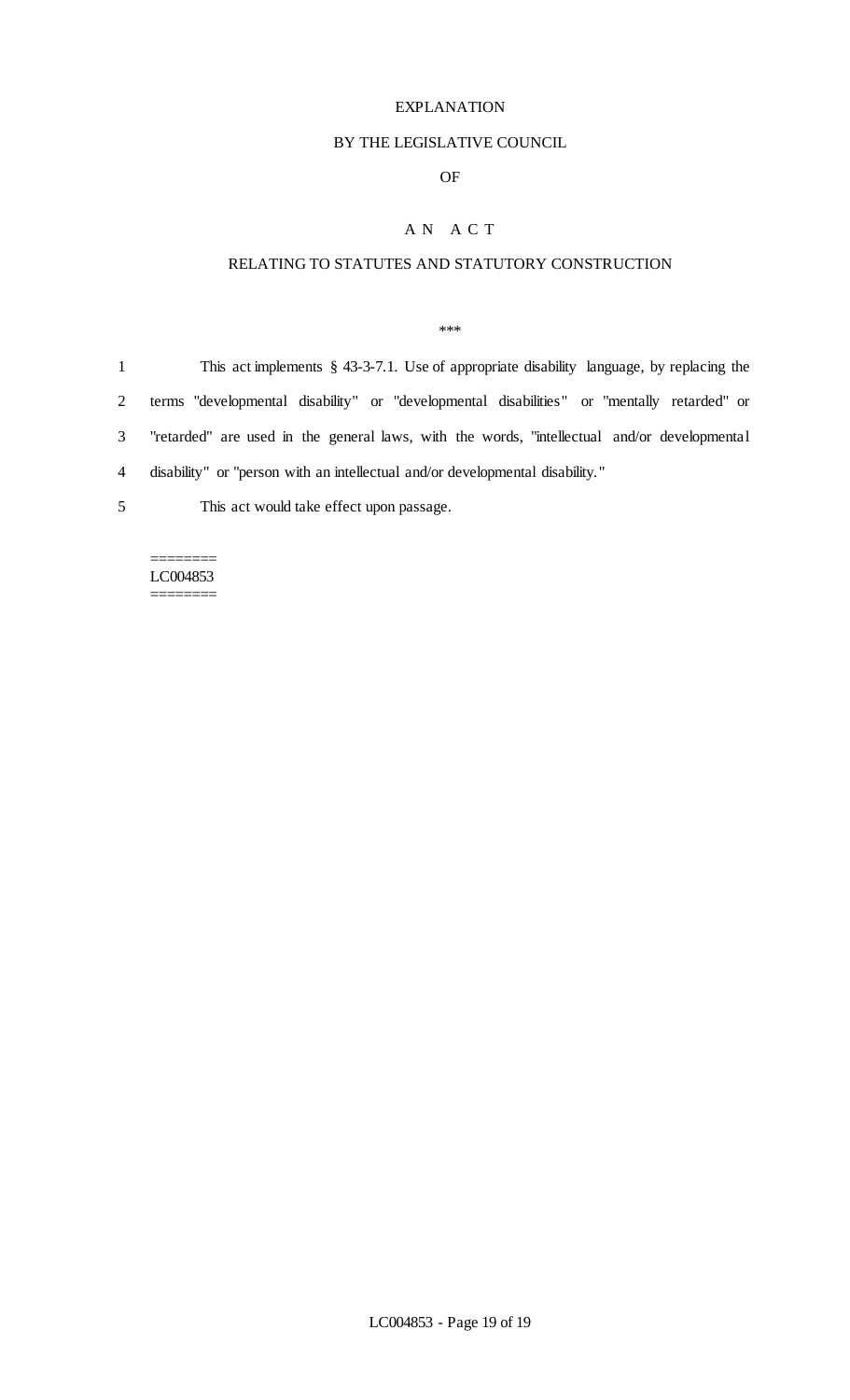EXPLANATION

BY THE LEGISLATIVE COUNCIL

OF

A N A C T

RELATING TO STATUTES AND STATUTORY CONSTRUCTION

\*\*\*

This act implements § 43-3-7.1. Use of appropriate disability language, by replacing the terms "developmental disability" or "developmental disabilities" or "mentally retarded" or "retarded" are used in the general laws, with the words, "intellectual and/or developmental disability" or "person with an intellectual and/or developmental disability."

This act would take effect upon passage.

========
LC004853
========